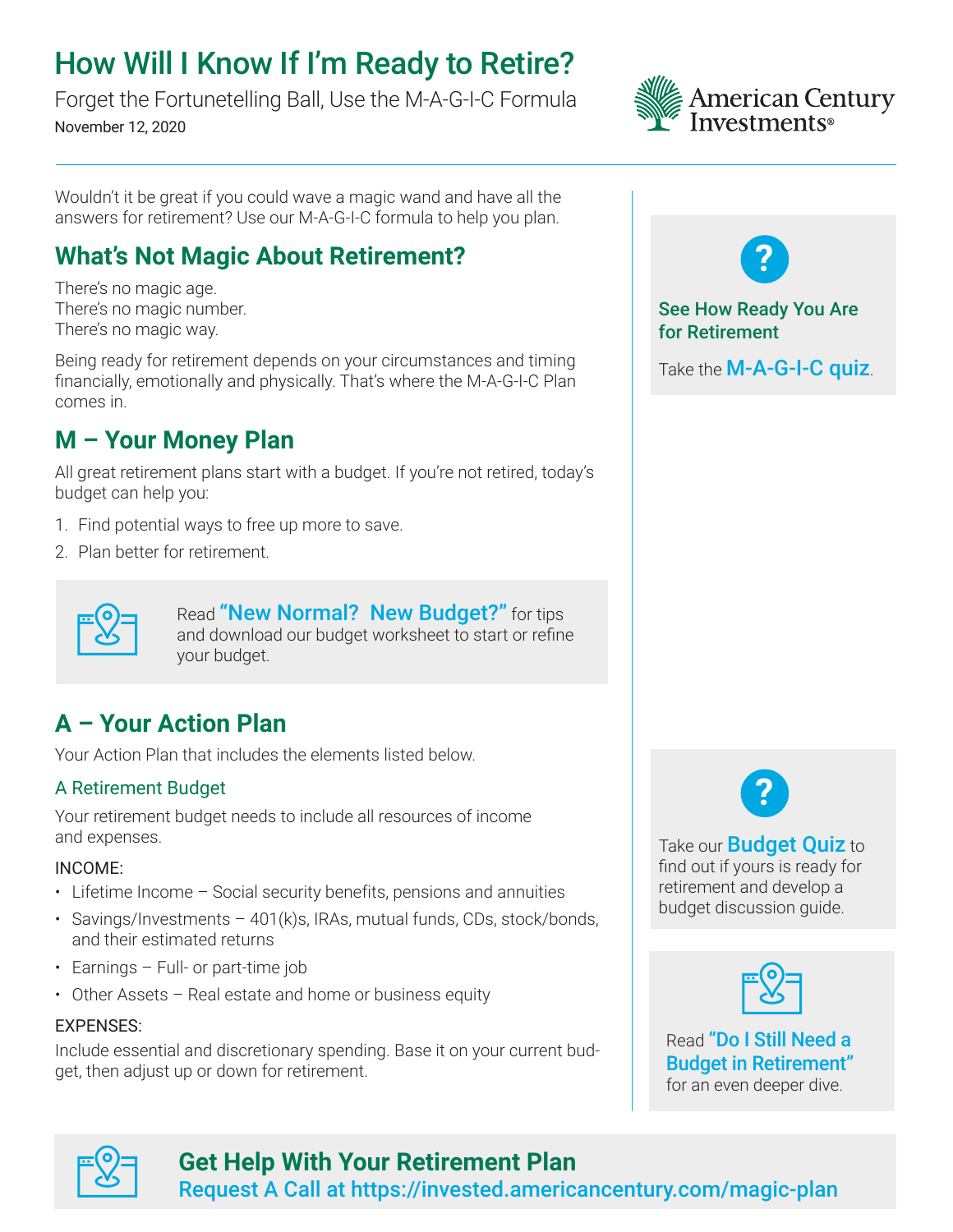# How Will I Know If I'm Ready to Retire?

Forget the Fortunetelling Ball, Use the M-A-G-I-C Formula

November 12, 2020

American Century Investments®

Wouldn't it be great if you could wave a magic wand and have all the answers for retirement? Use our M-A-G-I-C formula to help you plan.

## What's Not Magic About Retirement?

There's no magic age.
There's no magic number.
There's no magic way.

Being ready for retirement depends on your circumstances and timing financially, emotionally and physically. That's where the M-A-G-I-C Plan comes in.

## M – Your Money Plan

All great retirement plans start with a budget. If you're not retired, today's budget can help you:

1. Find potential ways to free up more to save.
2. Plan better for retirement.

Read **"New Normal? New Budget?"** for tips and download our budget worksheet to start or refine your budget.

## A – Your Action Plan

Your Action Plan that includes the elements listed below.

### A Retirement Budget

Your retirement budget needs to include all resources of income and expenses.

INCOME:

- Lifetime Income – Social security benefits, pensions and annuities
- Savings/Investments – 401(k)s, IRAs, mutual funds, CDs, stock/bonds, and their estimated returns
- Earnings – Full- or part-time job
- Other Assets – Real estate and home or business equity

EXPENSES:

Include essential and discretionary spending. Base it on your current budget, then adjust up or down for retirement.

**See How Ready You Are for Retirement**

Take the **M-A-G-I-C quiz**.

Take our **Budget Quiz** to find out if yours is ready for retirement and develop a budget discussion guide.

Read **"Do I Still Need a Budget in Retirement"** for an even deeper dive.

## Get Help With Your Retirement Plan

**Request A Call at https://invested.americancentury.com/magic-plan**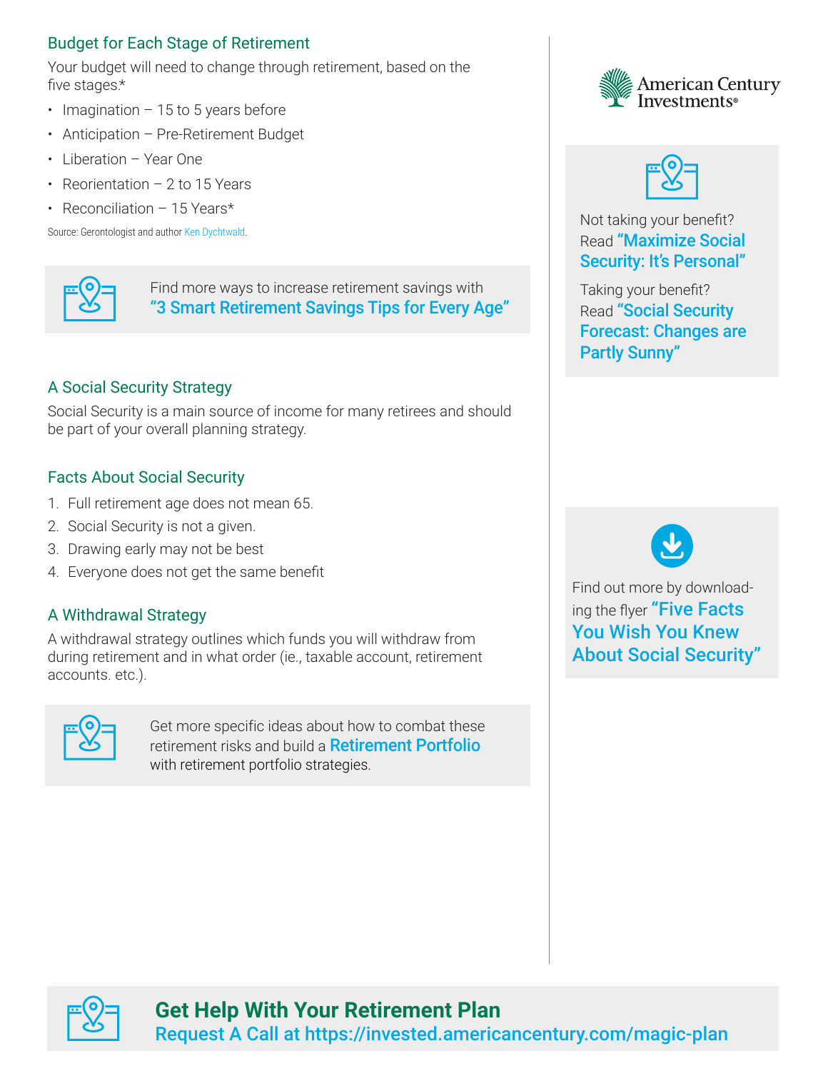## Budget for Each Stage of Retirement

Your budget will need to change through retirement, based on the five stages*

- Imagination – 15 to 5 years before
- Anticipation – Pre-Retirement Budget
- Liberation – Year One
- Reorientation – 2 to 15 Years
- Reconciliation – 15 Years*

Source: Gerontologist and author Ken Dychtwald.

Find more ways to increase retirement savings with **"3 Smart Retirement Savings Tips for Every Age"**

## A Social Security Strategy

Social Security is a main source of income for many retirees and should be part of your overall planning strategy.

## Facts About Social Security

1. Full retirement age does not mean 65.
2. Social Security is not a given.
3. Drawing early may not be best
4. Everyone does not get the same benefit

## A Withdrawal Strategy

A withdrawal strategy outlines which funds you will withdraw from during retirement and in what order (ie., taxable account, retirement accounts. etc.).

Get more specific ideas about how to combat these retirement risks and build a **Retirement Portfolio** with retirement portfolio strategies.

American Century Investments®

Not taking your benefit? Read **"Maximize Social Security: It's Personal"**

Taking your benefit? Read **"Social Security Forecast: Changes are Partly Sunny"**

Find out more by downloading the flyer **"Five Facts You Wish You Knew About Social Security"**

## Get Help With Your Retirement Plan

**Request A Call at https://invested.americancentury.com/magic-plan**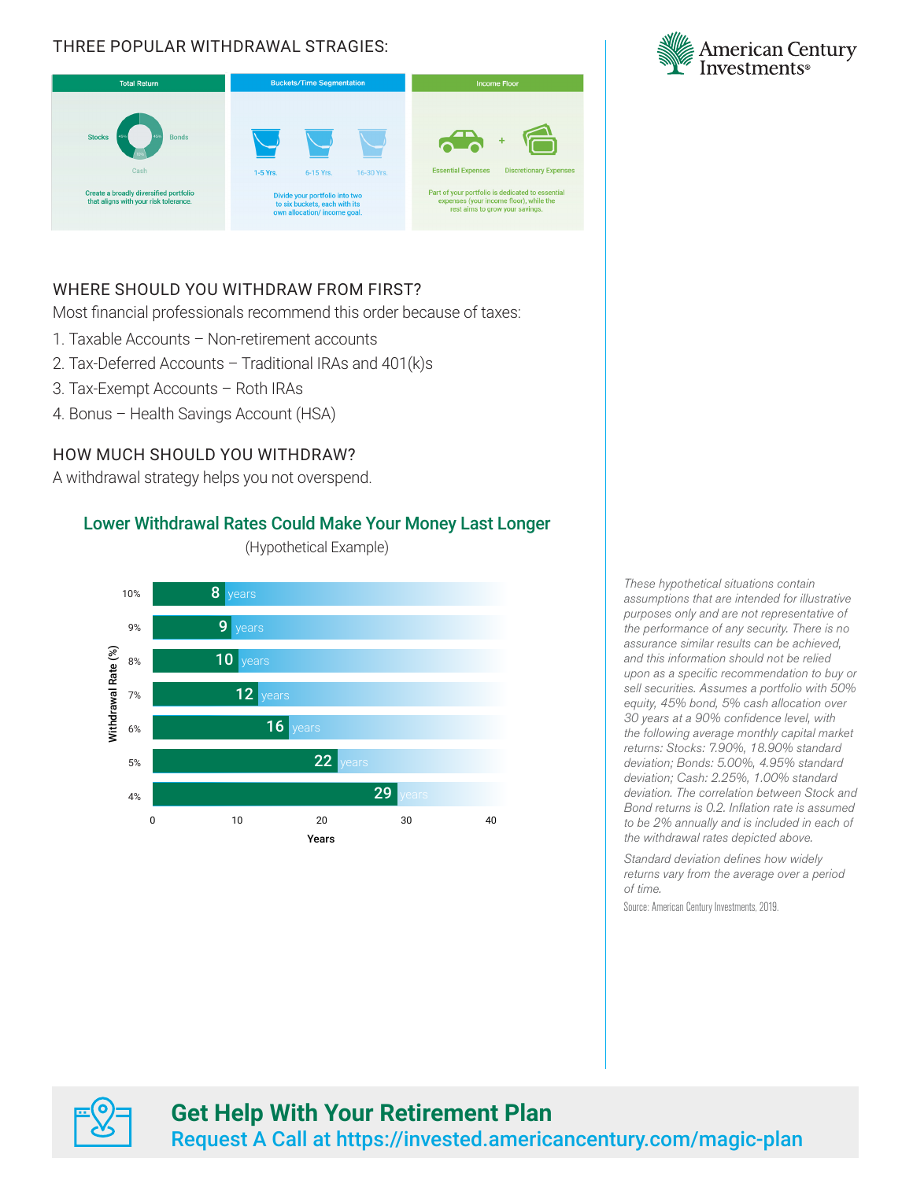## THREE POPULAR WITHDRAWAL STRAGIES:

**Total Return**

Stocks 45% · Bonds 45% · Cash 10%

Create a broadly diversified portfolio that aligns with your risk tolerance.

**Buckets/Time Segmentation**

1-5 Yrs. · 6-15 Yrs. · 16-30 Yrs.

Divide your portfolio into two to six buckets, each with its own allocation/ income goal.

**Income Floor**

Essential Expenses + Discretionary Expenses

Part of your portfolio is dedicated to essential expenses (your income floor), while the rest aims to grow your savings.

## WHERE SHOULD YOU WITHDRAW FROM FIRST?

Most financial professionals recommend this order because of taxes:

1. Taxable Accounts – Non-retirement accounts
2. Tax-Deferred Accounts – Traditional IRAs and 401(k)s
3. Tax-Exempt Accounts – Roth IRAs
4. Bonus – Health Savings Account (HSA)

## HOW MUCH SHOULD YOU WITHDRAW?

A withdrawal strategy helps you not overspend.

### Lower Withdrawal Rates Could Make Your Money Last Longer

(Hypothetical Example)

| Withdrawal Rate (%) | Years |
|---|---|
| 10% | 8 years |
| 9% | 9 years |
| 8% | 10 years |
| 7% | 12 years |
| 6% | 16 years |
| 5% | 22 years |
| 4% | 29 years |

*These hypothetical situations contain assumptions that are intended for illustrative purposes only and are not representative of the performance of any security. There is no assurance similar results can be achieved, and this information should not be relied upon as a specific recommendation to buy or sell securities. Assumes a portfolio with 50% equity, 45% bond, 5% cash allocation over 30 years at a 90% confidence level, with the following average monthly capital market returns: Stocks: 7.90%, 18.90% standard deviation; Bonds: 5.00%, 4.95% standard deviation; Cash: 2.25%, 1.00% standard deviation. The correlation between Stock and Bond returns is 0.2. Inflation rate is assumed to be 2% annually and is included in each of the withdrawal rates depicted above.*

*Standard deviation defines how widely returns vary from the average over a period of time.*

Source: American Century Investments, 2019.

## Get Help With Your Retirement Plan

**Request A Call at https://invested.americancentury.com/magic-plan**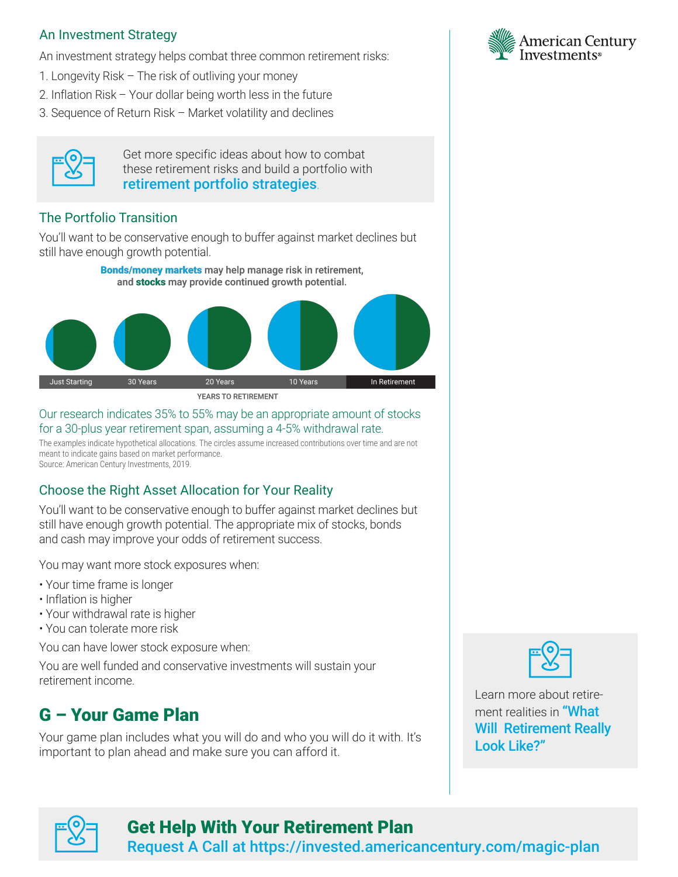## An Investment Strategy

An investment strategy helps combat three common retirement risks:

1. Longevity Risk – The risk of outliving your money
2. Inflation Risk – Your dollar being worth less in the future
3. Sequence of Return Risk – Market volatility and declines

Get more specific ideas about how to combat these retirement risks and build a portfolio with **retirement portfolio strategies**.

## The Portfolio Transition

You'll want to be conservative enough to buffer against market declines but still have enough growth potential.

**Bonds/money markets** may help manage risk in retirement, and **stocks** may provide continued growth potential.

Just Starting | 30 Years | 20 Years | 10 Years | In Retirement

YEARS TO RETIREMENT

Our research indicates 35% to 55% may be an appropriate amount of stocks for a 30-plus year retirement span, assuming a 4-5% withdrawal rate.

The examples indicate hypothetical allocations. The circles assume increased contributions over time and are not meant to indicate gains based on market performance.
Source: American Century Investments, 2019.

## Choose the Right Asset Allocation for Your Reality

You'll want to be conservative enough to buffer against market declines but still have enough growth potential. The appropriate mix of stocks, bonds and cash may improve your odds of retirement success.

You may want more stock exposures when:

- Your time frame is longer
- Inflation is higher
- Your withdrawal rate is higher
- You can tolerate more risk

You can have lower stock exposure when:

You are well funded and conservative investments will sustain your retirement income.

# G – Your Game Plan

Your game plan includes what you will do and who you will do it with. It's important to plan ahead and make sure you can afford it.

Learn more about retirement realities in **"What Will Retirement Really Look Like?"**

**Get Help With Your Retirement Plan**
**Request A Call at https://invested.americancentury.com/magic-plan**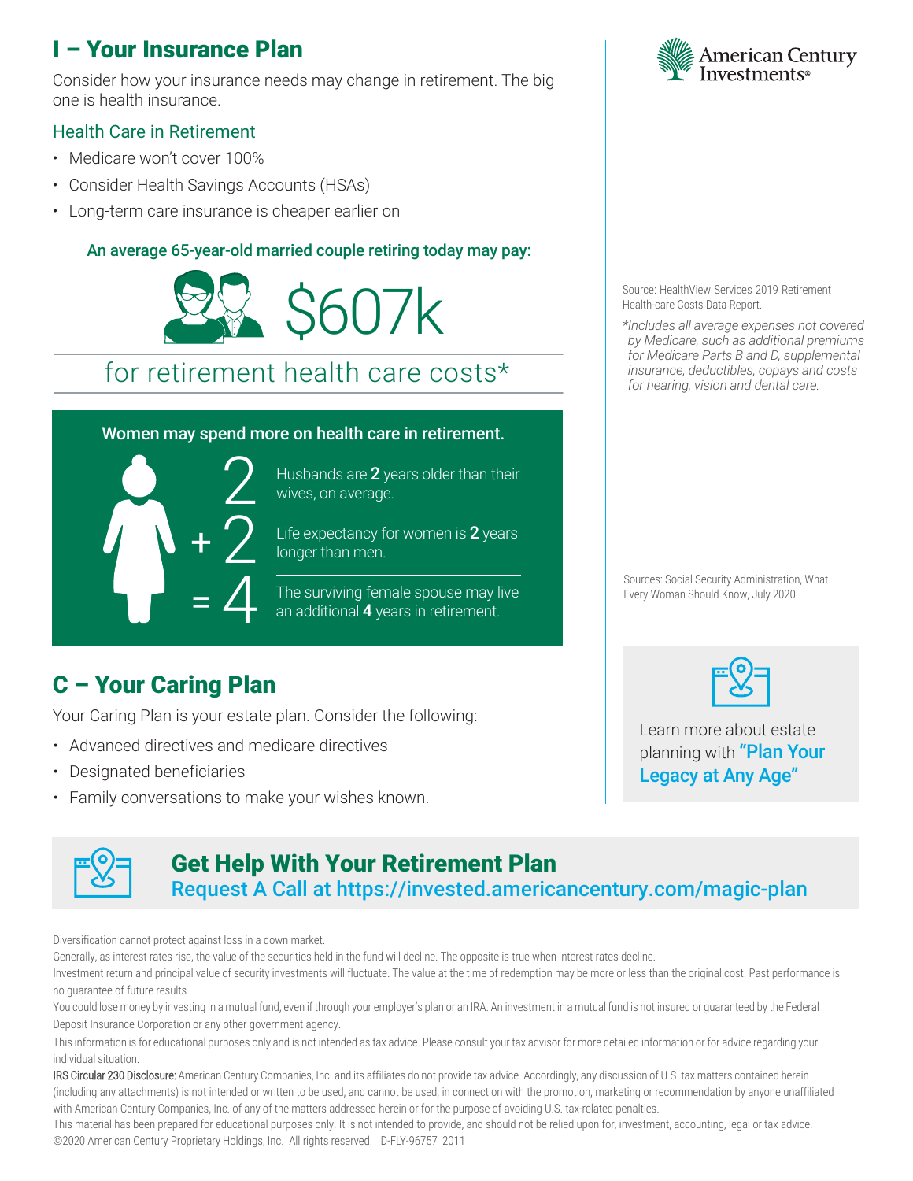# I – Your Insurance Plan

Consider how your insurance needs may change in retirement. The big one is health insurance.

### Health Care in Retirement

- Medicare won't cover 100%
- Consider Health Savings Accounts (HSAs)
- Long-term care insurance is cheaper earlier on

**An average 65-year-old married couple retiring today may pay:**

$607k

for retirement health care costs*

Source: HealthView Services 2019 Retirement Health-care Costs Data Report.

*\*Includes all average expenses not covered by Medicare, such as additional premiums for Medicare Parts B and D, supplemental insurance, deductibles, copays and costs for hearing, vision and dental care.*

**Women may spend more on health care in retirement.**

2 — Husbands are **2** years older than their wives, on average.

+ 2 — Life expectancy for women is **2** years longer than men.

= 4 — The surviving female spouse may live an additional **4** years in retirement.

Sources: Social Security Administration, What Every Woman Should Know, July 2020.

# C – Your Caring Plan

Your Caring Plan is your estate plan. Consider the following:

- Advanced directives and medicare directives
- Designated beneficiaries
- Family conversations to make your wishes known.

Learn more about estate planning with **"Plan Your Legacy at Any Age"**

## Get Help With Your Retirement Plan

**Request A Call at https://invested.americancentury.com/magic-plan**

Diversification cannot protect against loss in a down market.

Generally, as interest rates rise, the value of the securities held in the fund will decline. The opposite is true when interest rates decline.

Investment return and principal value of security investments will fluctuate. The value at the time of redemption may be more or less than the original cost. Past performance is no guarantee of future results.

You could lose money by investing in a mutual fund, even if through your employer's plan or an IRA. An investment in a mutual fund is not insured or guaranteed by the Federal Deposit Insurance Corporation or any other government agency.

This information is for educational purposes only and is not intended as tax advice. Please consult your tax advisor for more detailed information or for advice regarding your individual situation.

IRS Circular 230 Disclosure: American Century Companies, Inc. and its affiliates do not provide tax advice. Accordingly, any discussion of U.S. tax matters contained herein (including any attachments) is not intended or written to be used, and cannot be used, in connection with the promotion, marketing or recommendation by anyone unaffiliated with American Century Companies, Inc. of any of the matters addressed herein or for the purpose of avoiding U.S. tax-related penalties.

This material has been prepared for educational purposes only. It is not intended to provide, and should not be relied upon for, investment, accounting, legal or tax advice.

©2020 American Century Proprietary Holdings, Inc. All rights reserved. ID-FLY-96757 2011